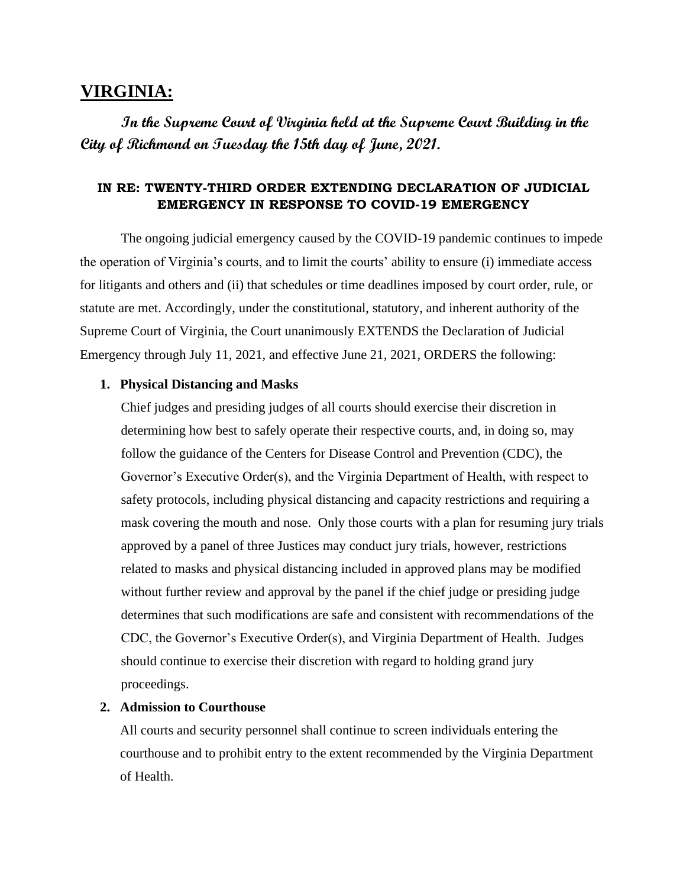# VIRGINIA:

***In the Supreme Court of Virginia held at the Supreme Court Building in the City of Richmond on Tuesday the 15th day of June, 2021.***

### IN RE: TWENTY-THIRD ORDER EXTENDING DECLARATION OF JUDICIAL EMERGENCY IN RESPONSE TO COVID-19 EMERGENCY

The ongoing judicial emergency caused by the COVID-19 pandemic continues to impede the operation of Virginia's courts, and to limit the courts' ability to ensure (i) immediate access for litigants and others and (ii) that schedules or time deadlines imposed by court order, rule, or statute are met. Accordingly, under the constitutional, statutory, and inherent authority of the Supreme Court of Virginia, the Court unanimously EXTENDS the Declaration of Judicial Emergency through July 11, 2021, and effective June 21, 2021, ORDERS the following:

1. **Physical Distancing and Masks**

   Chief judges and presiding judges of all courts should exercise their discretion in determining how best to safely operate their respective courts, and, in doing so, may follow the guidance of the Centers for Disease Control and Prevention (CDC), the Governor's Executive Order(s), and the Virginia Department of Health, with respect to safety protocols, including physical distancing and capacity restrictions and requiring a mask covering the mouth and nose. Only those courts with a plan for resuming jury trials approved by a panel of three Justices may conduct jury trials, however, restrictions related to masks and physical distancing included in approved plans may be modified without further review and approval by the panel if the chief judge or presiding judge determines that such modifications are safe and consistent with recommendations of the CDC, the Governor's Executive Order(s), and Virginia Department of Health. Judges should continue to exercise their discretion with regard to holding grand jury proceedings.

2. **Admission to Courthouse**

   All courts and security personnel shall continue to screen individuals entering the courthouse and to prohibit entry to the extent recommended by the Virginia Department of Health.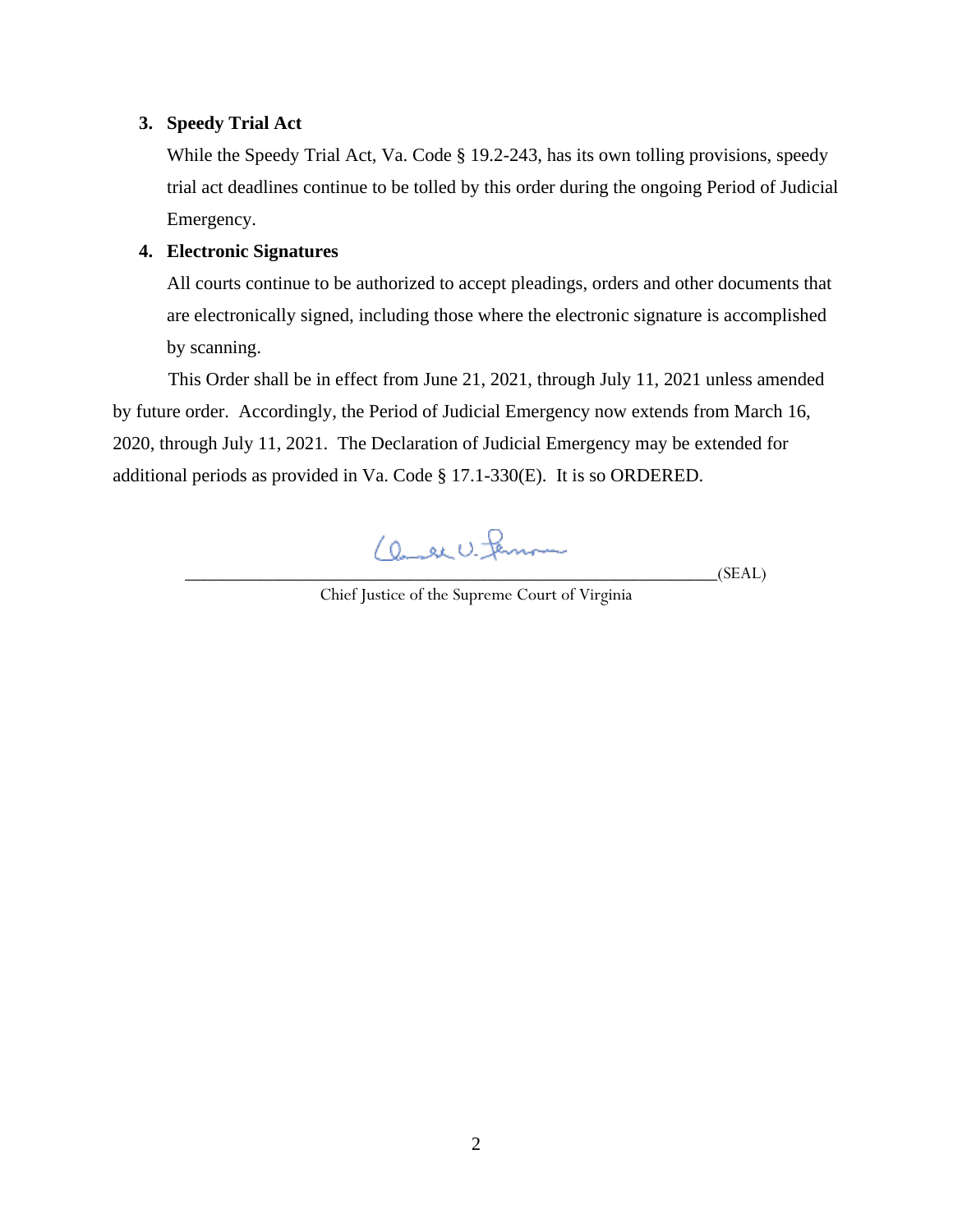3. **Speedy Trial Act**

   While the Speedy Trial Act, Va. Code § 19.2-243, has its own tolling provisions, speedy trial act deadlines continue to be tolled by this order during the ongoing Period of Judicial Emergency.

4. **Electronic Signatures**

   All courts continue to be authorized to accept pleadings, orders and other documents that are electronically signed, including those where the electronic signature is accomplished by scanning.

This Order shall be in effect from June 21, 2021, through July 11, 2021 unless amended by future order. Accordingly, the Period of Judicial Emergency now extends from March 16, 2020, through July 11, 2021. The Declaration of Judicial Emergency may be extended for additional periods as provided in Va. Code § 17.1-330(E). It is so ORDERED.

_______________________________________________(SEAL)
Chief Justice of the Supreme Court of Virginia